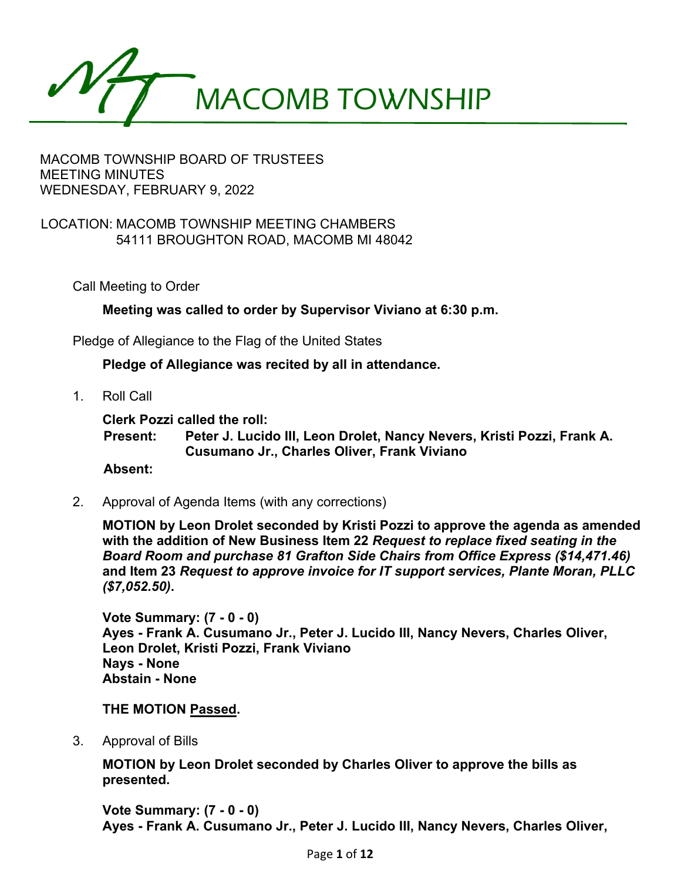# MACOMB TOWNSHIP

MACOMB TOWNSHIP BOARD OF TRUSTEES
MEETING MINUTES
WEDNESDAY, FEBRUARY 9, 2022

LOCATION: MACOMB TOWNSHIP MEETING CHAMBERS
54111 BROUGHTON ROAD, MACOMB MI 48042

Call Meeting to Order

**Meeting was called to order by Supervisor Viviano at 6:30 p.m.**

Pledge of Allegiance to the Flag of the United States

**Pledge of Allegiance was recited by all in attendance.**

1. Roll Call

   **Clerk Pozzi called the roll:**
   **Present: Peter J. Lucido III, Leon Drolet, Nancy Nevers, Kristi Pozzi, Frank A. Cusumano Jr., Charles Oliver, Frank Viviano**
   **Absent:**

2. Approval of Agenda Items (with any corrections)

   **MOTION by Leon Drolet seconded by Kristi Pozzi to approve the agenda as amended with the addition of New Business Item 22 *Request to replace fixed seating in the Board Room and purchase 81 Grafton Side Chairs from Office Express ($14,471.46)* and Item 23 *Request to approve invoice for IT support services, Plante Moran, PLLC ($7,052.50)*.**

   **Vote Summary: (7 - 0 - 0)**
   **Ayes - Frank A. Cusumano Jr., Peter J. Lucido III, Nancy Nevers, Charles Oliver, Leon Drolet, Kristi Pozzi, Frank Viviano**
   **Nays - None**
   **Abstain - None**

   **THE MOTION Passed.**

3. Approval of Bills

   **MOTION by Leon Drolet seconded by Charles Oliver to approve the bills as presented.**

   **Vote Summary: (7 - 0 - 0)**
   **Ayes - Frank A. Cusumano Jr., Peter J. Lucido III, Nancy Nevers, Charles Oliver,**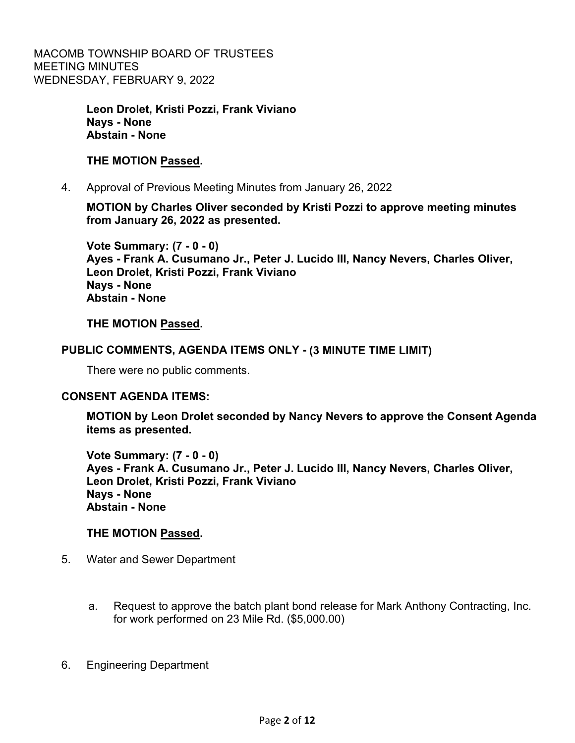**Leon Drolet, Kristi Pozzi, Frank Viviano**
**Nays - None**
**Abstain - None**

**THE MOTION Passed.**

4. Approval of Previous Meeting Minutes from January 26, 2022

**MOTION by Charles Oliver seconded by Kristi Pozzi to approve meeting minutes from January 26, 2022 as presented.**

**Vote Summary: (7 - 0 - 0)**
**Ayes - Frank A. Cusumano Jr., Peter J. Lucido III, Nancy Nevers, Charles Oliver, Leon Drolet, Kristi Pozzi, Frank Viviano**
**Nays - None**
**Abstain - None**

**THE MOTION Passed.**

**PUBLIC COMMENTS, AGENDA ITEMS ONLY - (3 MINUTE TIME LIMIT)**

There were no public comments.

**CONSENT AGENDA ITEMS:**

**MOTION by Leon Drolet seconded by Nancy Nevers to approve the Consent Agenda items as presented.**

**Vote Summary: (7 - 0 - 0)**
**Ayes - Frank A. Cusumano Jr., Peter J. Lucido III, Nancy Nevers, Charles Oliver, Leon Drolet, Kristi Pozzi, Frank Viviano**
**Nays - None**
**Abstain - None**

**THE MOTION Passed.**

5. Water and Sewer Department

   a. Request to approve the batch plant bond release for Mark Anthony Contracting, Inc. for work performed on 23 Mile Rd. ($5,000.00)

6. Engineering Department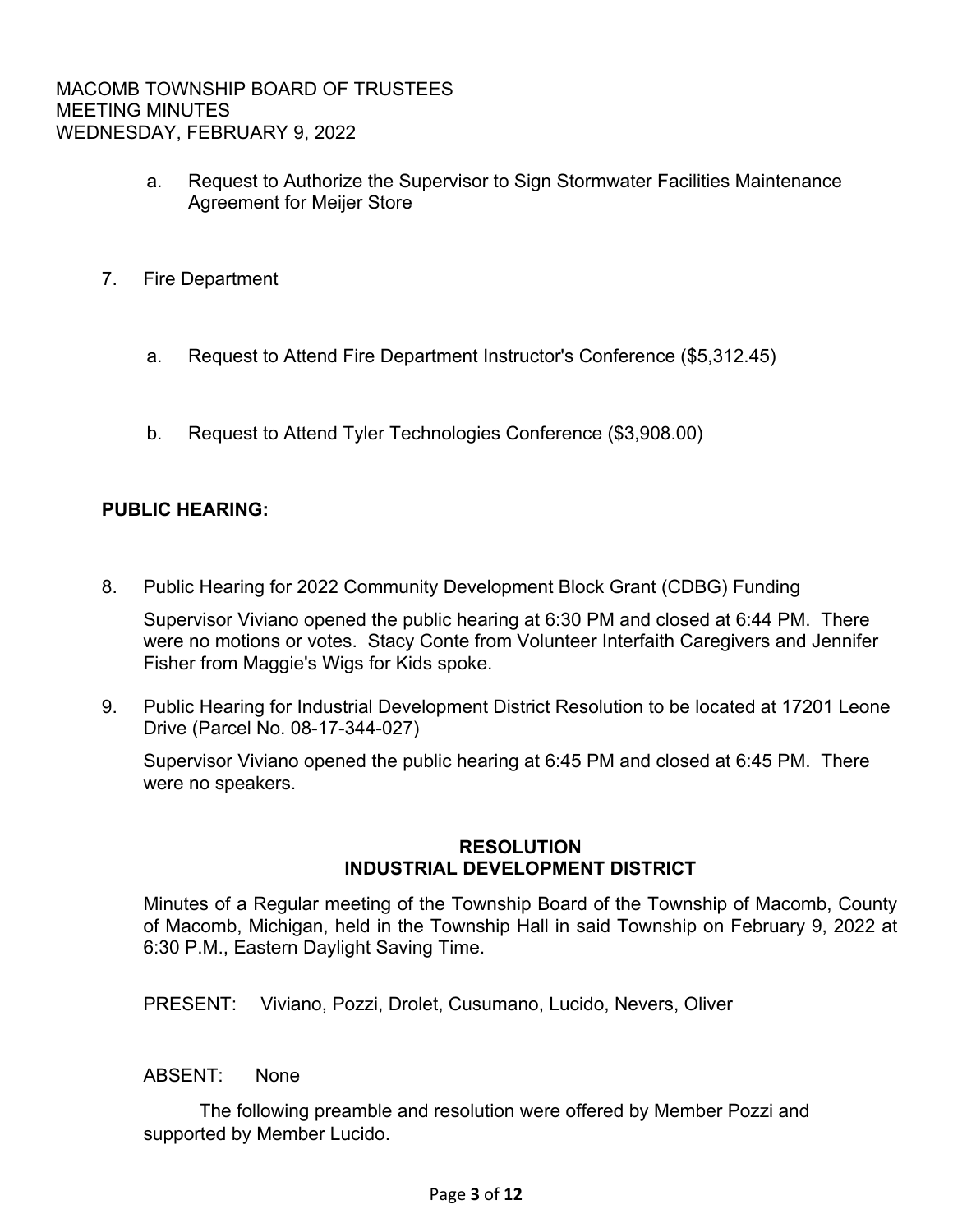a. Request to Authorize the Supervisor to Sign Stormwater Facilities Maintenance Agreement for Meijer Store

7. Fire Department

   a. Request to Attend Fire Department Instructor's Conference ($5,312.45)

   b. Request to Attend Tyler Technologies Conference ($3,908.00)

**PUBLIC HEARING:**

8. Public Hearing for 2022 Community Development Block Grant (CDBG) Funding

   Supervisor Viviano opened the public hearing at 6:30 PM and closed at 6:44 PM. There were no motions or votes. Stacy Conte from Volunteer Interfaith Caregivers and Jennifer Fisher from Maggie's Wigs for Kids spoke.

9. Public Hearing for Industrial Development District Resolution to be located at 17201 Leone Drive (Parcel No. 08-17-344-027)

   Supervisor Viviano opened the public hearing at 6:45 PM and closed at 6:45 PM. There were no speakers.

**RESOLUTION**
**INDUSTRIAL DEVELOPMENT DISTRICT**

Minutes of a Regular meeting of the Township Board of the Township of Macomb, County of Macomb, Michigan, held in the Township Hall in said Township on February 9, 2022 at 6:30 P.M., Eastern Daylight Saving Time.

PRESENT: Viviano, Pozzi, Drolet, Cusumano, Lucido, Nevers, Oliver

ABSENT: None

The following preamble and resolution were offered by Member Pozzi and supported by Member Lucido.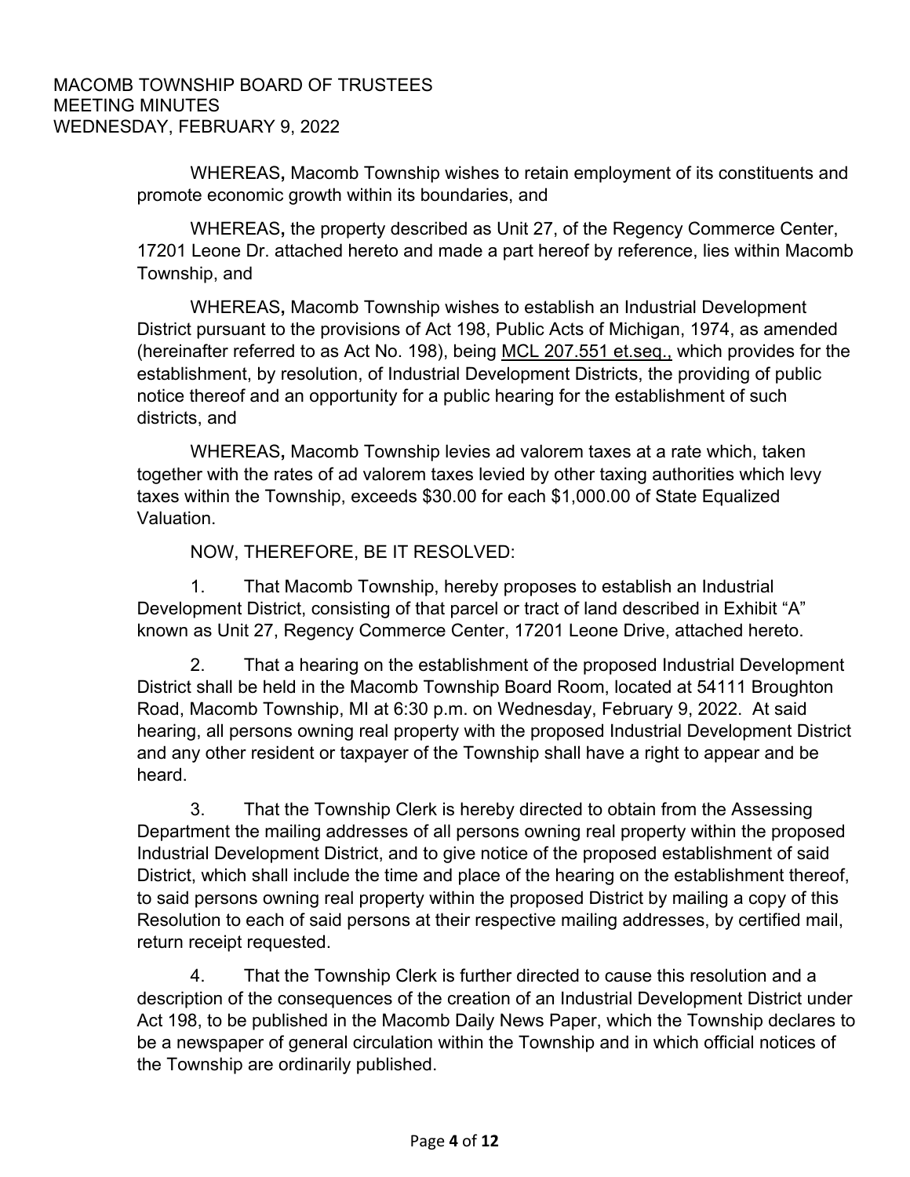WHEREAS**,** Macomb Township wishes to retain employment of its constituents and promote economic growth within its boundaries, and

WHEREAS**,** the property described as Unit 27, of the Regency Commerce Center, 17201 Leone Dr. attached hereto and made a part hereof by reference, lies within Macomb Township, and

WHEREAS**,** Macomb Township wishes to establish an Industrial Development District pursuant to the provisions of Act 198, Public Acts of Michigan, 1974, as amended (hereinafter referred to as Act No. 198), being MCL 207.551 et.seq., which provides for the establishment, by resolution, of Industrial Development Districts, the providing of public notice thereof and an opportunity for a public hearing for the establishment of such districts, and

WHEREAS**,** Macomb Township levies ad valorem taxes at a rate which, taken together with the rates of ad valorem taxes levied by other taxing authorities which levy taxes within the Township, exceeds $30.00 for each $1,000.00 of State Equalized Valuation.

NOW, THEREFORE, BE IT RESOLVED:

1. That Macomb Township, hereby proposes to establish an Industrial Development District, consisting of that parcel or tract of land described in Exhibit "A" known as Unit 27, Regency Commerce Center, 17201 Leone Drive, attached hereto.

2. That a hearing on the establishment of the proposed Industrial Development District shall be held in the Macomb Township Board Room, located at 54111 Broughton Road, Macomb Township, MI at 6:30 p.m. on Wednesday, February 9, 2022. At said hearing, all persons owning real property with the proposed Industrial Development District and any other resident or taxpayer of the Township shall have a right to appear and be heard.

3. That the Township Clerk is hereby directed to obtain from the Assessing Department the mailing addresses of all persons owning real property within the proposed Industrial Development District, and to give notice of the proposed establishment of said District, which shall include the time and place of the hearing on the establishment thereof, to said persons owning real property within the proposed District by mailing a copy of this Resolution to each of said persons at their respective mailing addresses, by certified mail, return receipt requested.

4. That the Township Clerk is further directed to cause this resolution and a description of the consequences of the creation of an Industrial Development District under Act 198, to be published in the Macomb Daily News Paper, which the Township declares to be a newspaper of general circulation within the Township and in which official notices of the Township are ordinarily published.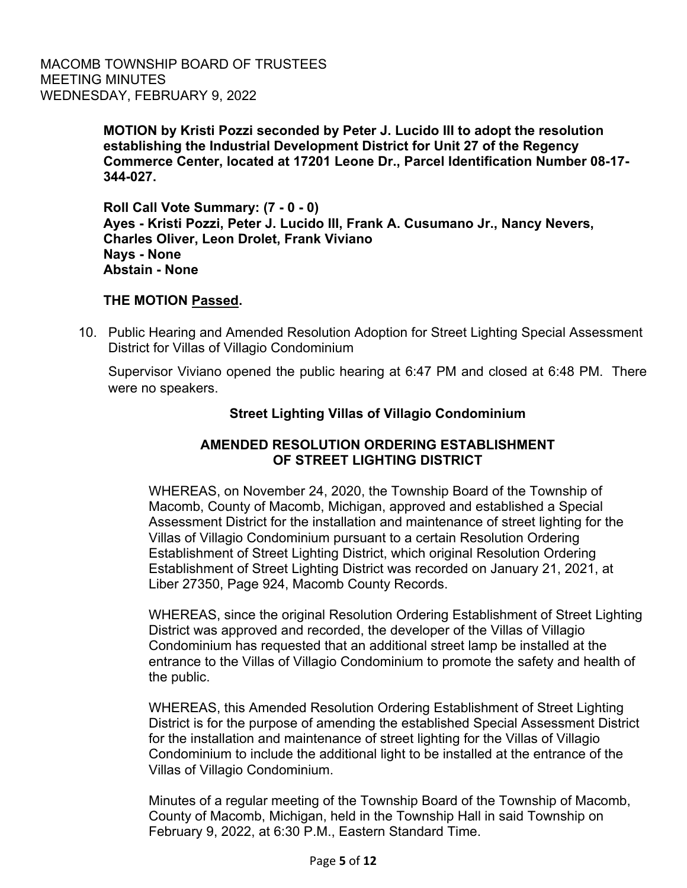**MOTION by Kristi Pozzi seconded by Peter J. Lucido III to adopt the resolution establishing the Industrial Development District for Unit 27 of the Regency Commerce Center, located at 17201 Leone Dr., Parcel Identification Number 08-17-344-027.**

**Roll Call Vote Summary: (7 - 0 - 0)**
**Ayes - Kristi Pozzi, Peter J. Lucido III, Frank A. Cusumano Jr., Nancy Nevers, Charles Oliver, Leon Drolet, Frank Viviano**
**Nays - None**
**Abstain - None**

**THE MOTION Passed.**

10. Public Hearing and Amended Resolution Adoption for Street Lighting Special Assessment District for Villas of Villagio Condominium

Supervisor Viviano opened the public hearing at 6:47 PM and closed at 6:48 PM. There were no speakers.

**Street Lighting Villas of Villagio Condominium**

**AMENDED RESOLUTION ORDERING ESTABLISHMENT OF STREET LIGHTING DISTRICT**

WHEREAS, on November 24, 2020, the Township Board of the Township of Macomb, County of Macomb, Michigan, approved and established a Special Assessment District for the installation and maintenance of street lighting for the Villas of Villagio Condominium pursuant to a certain Resolution Ordering Establishment of Street Lighting District, which original Resolution Ordering Establishment of Street Lighting District was recorded on January 21, 2021, at Liber 27350, Page 924, Macomb County Records.

WHEREAS, since the original Resolution Ordering Establishment of Street Lighting District was approved and recorded, the developer of the Villas of Villagio Condominium has requested that an additional street lamp be installed at the entrance to the Villas of Villagio Condominium to promote the safety and health of the public.

WHEREAS, this Amended Resolution Ordering Establishment of Street Lighting District is for the purpose of amending the established Special Assessment District for the installation and maintenance of street lighting for the Villas of Villagio Condominium to include the additional light to be installed at the entrance of the Villas of Villagio Condominium.

Minutes of a regular meeting of the Township Board of the Township of Macomb, County of Macomb, Michigan, held in the Township Hall in said Township on February 9, 2022, at 6:30 P.M., Eastern Standard Time.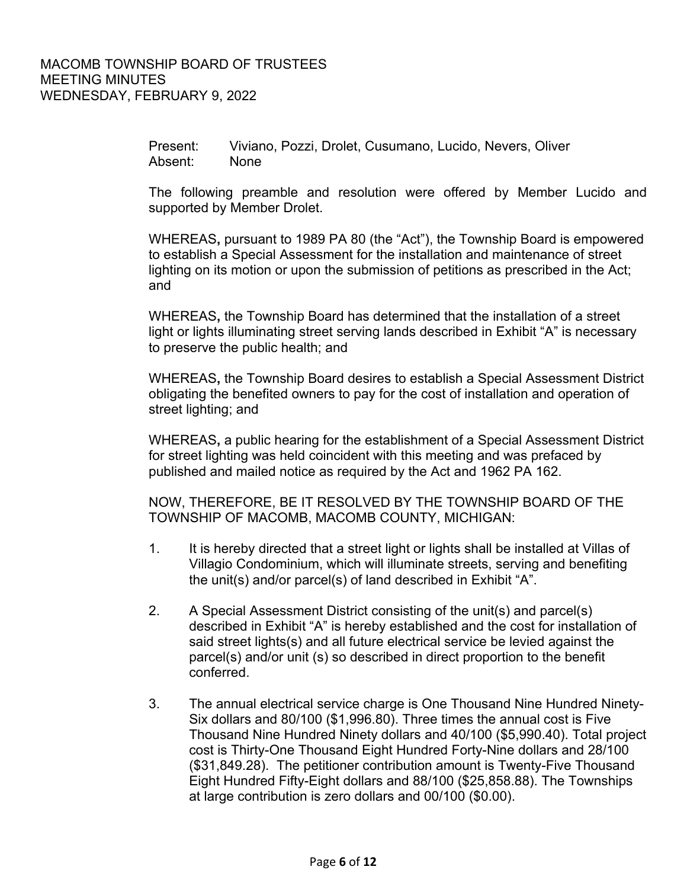MACOMB TOWNSHIP BOARD OF TRUSTEES
MEETING MINUTES
WEDNESDAY, FEBRUARY 9, 2022

Present: Viviano, Pozzi, Drolet, Cusumano, Lucido, Nevers, Oliver
Absent: None

The following preamble and resolution were offered by Member Lucido and supported by Member Drolet.

WHEREAS**,** pursuant to 1989 PA 80 (the "Act"), the Township Board is empowered to establish a Special Assessment for the installation and maintenance of street lighting on its motion or upon the submission of petitions as prescribed in the Act; and

WHEREAS**,** the Township Board has determined that the installation of a street light or lights illuminating street serving lands described in Exhibit "A" is necessary to preserve the public health; and

WHEREAS**,** the Township Board desires to establish a Special Assessment District obligating the benefited owners to pay for the cost of installation and operation of street lighting; and

WHEREAS**,** a public hearing for the establishment of a Special Assessment District for street lighting was held coincident with this meeting and was prefaced by published and mailed notice as required by the Act and 1962 PA 162.

NOW, THEREFORE, BE IT RESOLVED BY THE TOWNSHIP BOARD OF THE TOWNSHIP OF MACOMB, MACOMB COUNTY, MICHIGAN:

1. It is hereby directed that a street light or lights shall be installed at Villas of Villagio Condominium, which will illuminate streets, serving and benefiting the unit(s) and/or parcel(s) of land described in Exhibit "A".

2. A Special Assessment District consisting of the unit(s) and parcel(s) described in Exhibit "A" is hereby established and the cost for installation of said street lights(s) and all future electrical service be levied against the parcel(s) and/or unit (s) so described in direct proportion to the benefit conferred.

3. The annual electrical service charge is One Thousand Nine Hundred Ninety-Six dollars and 80/100 ($1,996.80). Three times the annual cost is Five Thousand Nine Hundred Ninety dollars and 40/100 ($5,990.40). Total project cost is Thirty-One Thousand Eight Hundred Forty-Nine dollars and 28/100 ($31,849.28). The petitioner contribution amount is Twenty-Five Thousand Eight Hundred Fifty-Eight dollars and 88/100 ($25,858.88). The Townships at large contribution is zero dollars and 00/100 ($0.00).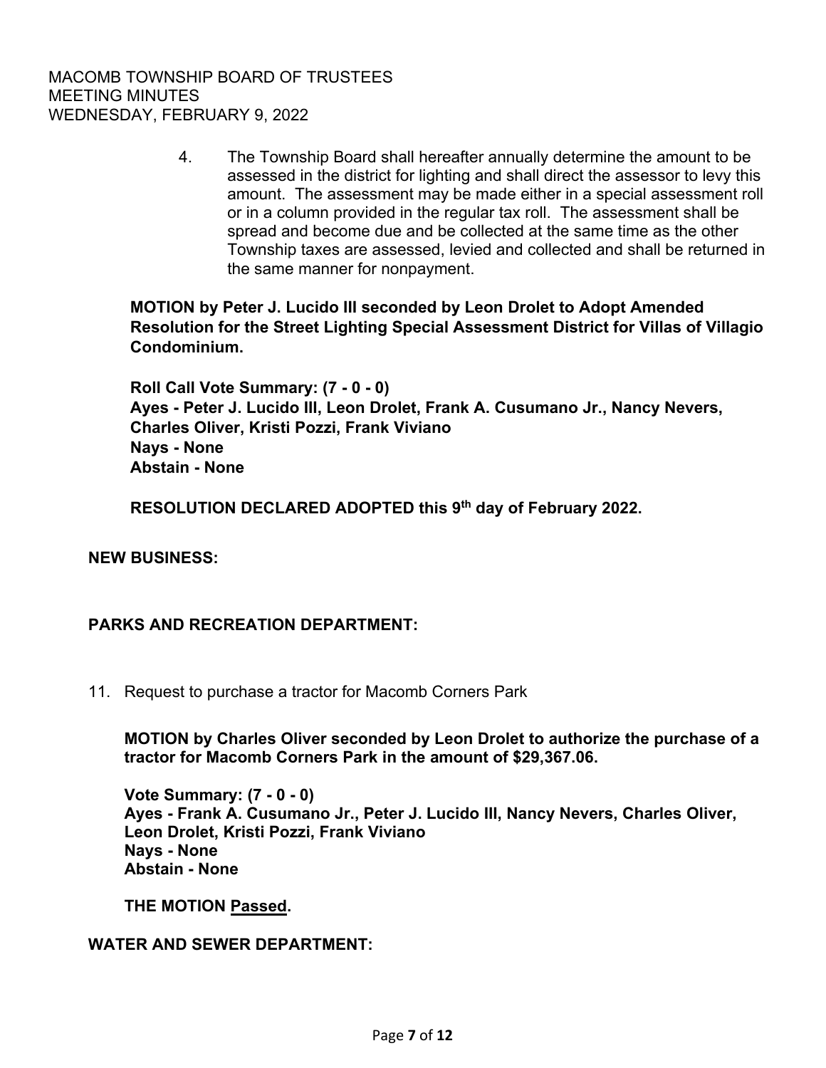4. The Township Board shall hereafter annually determine the amount to be assessed in the district for lighting and shall direct the assessor to levy this amount. The assessment may be made either in a special assessment roll or in a column provided in the regular tax roll. The assessment shall be spread and become due and be collected at the same time as the other Township taxes are assessed, levied and collected and shall be returned in the same manner for nonpayment.

**MOTION by Peter J. Lucido III seconded by Leon Drolet to Adopt Amended Resolution for the Street Lighting Special Assessment District for Villas of Villagio Condominium.**

**Roll Call Vote Summary: (7 - 0 - 0)**
**Ayes - Peter J. Lucido III, Leon Drolet, Frank A. Cusumano Jr., Nancy Nevers, Charles Oliver, Kristi Pozzi, Frank Viviano**
**Nays - None**
**Abstain - None**

**RESOLUTION DECLARED ADOPTED this 9th day of February 2022.**

**NEW BUSINESS:**

**PARKS AND RECREATION DEPARTMENT:**

11. Request to purchase a tractor for Macomb Corners Park

**MOTION by Charles Oliver seconded by Leon Drolet to authorize the purchase of a tractor for Macomb Corners Park in the amount of $29,367.06.**

**Vote Summary: (7 - 0 - 0)**
**Ayes - Frank A. Cusumano Jr., Peter J. Lucido III, Nancy Nevers, Charles Oliver, Leon Drolet, Kristi Pozzi, Frank Viviano**
**Nays - None**
**Abstain - None**

**THE MOTION Passed.**

**WATER AND SEWER DEPARTMENT:**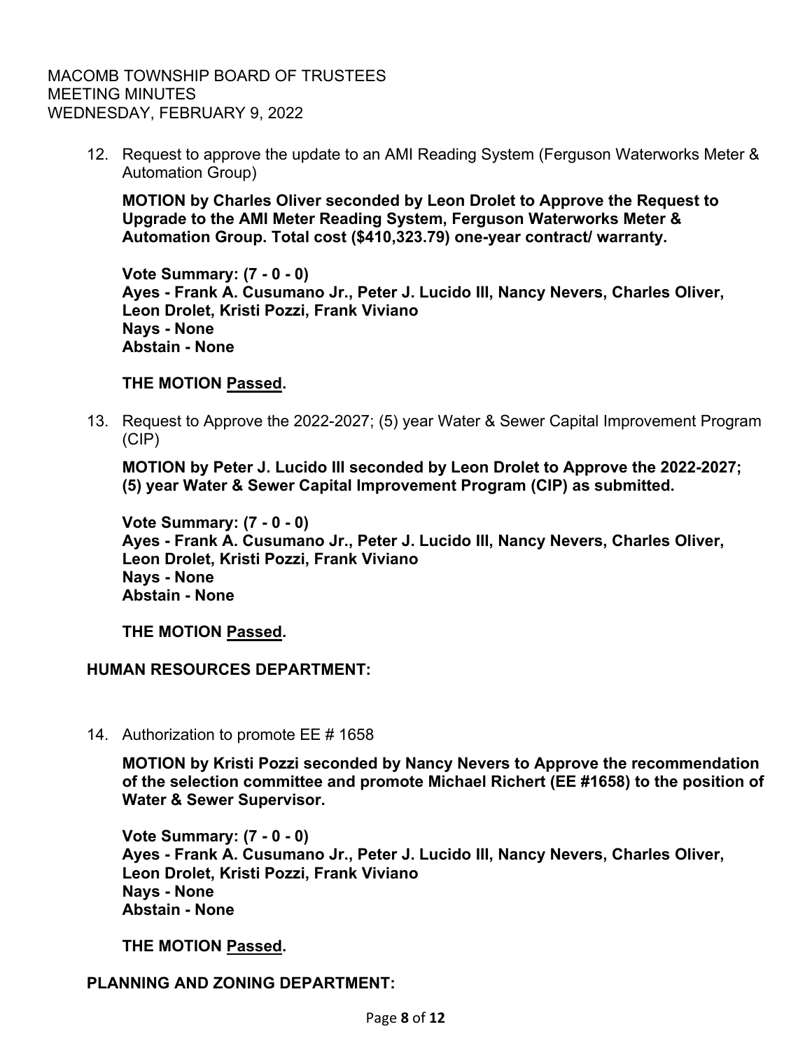12. Request to approve the update to an AMI Reading System (Ferguson Waterworks Meter & Automation Group)

    **MOTION by Charles Oliver seconded by Leon Drolet to Approve the Request to Upgrade to the AMI Meter Reading System, Ferguson Waterworks Meter & Automation Group. Total cost ($410,323.79) one-year contract/ warranty.**

    **Vote Summary: (7 - 0 - 0)**
    **Ayes - Frank A. Cusumano Jr., Peter J. Lucido III, Nancy Nevers, Charles Oliver, Leon Drolet, Kristi Pozzi, Frank Viviano**
    **Nays - None**
    **Abstain - None**

    **THE MOTION Passed.**

13. Request to Approve the 2022-2027; (5) year Water & Sewer Capital Improvement Program (CIP)

    **MOTION by Peter J. Lucido III seconded by Leon Drolet to Approve the 2022-2027; (5) year Water & Sewer Capital Improvement Program (CIP) as submitted.**

    **Vote Summary: (7 - 0 - 0)**
    **Ayes - Frank A. Cusumano Jr., Peter J. Lucido III, Nancy Nevers, Charles Oliver, Leon Drolet, Kristi Pozzi, Frank Viviano**
    **Nays - None**
    **Abstain - None**

    **THE MOTION Passed.**

**HUMAN RESOURCES DEPARTMENT:**

14. Authorization to promote EE # 1658

    **MOTION by Kristi Pozzi seconded by Nancy Nevers to Approve the recommendation of the selection committee and promote Michael Richert (EE #1658) to the position of Water & Sewer Supervisor.**

    **Vote Summary: (7 - 0 - 0)**
    **Ayes - Frank A. Cusumano Jr., Peter J. Lucido III, Nancy Nevers, Charles Oliver, Leon Drolet, Kristi Pozzi, Frank Viviano**
    **Nays - None**
    **Abstain - None**

    **THE MOTION Passed.**

**PLANNING AND ZONING DEPARTMENT:**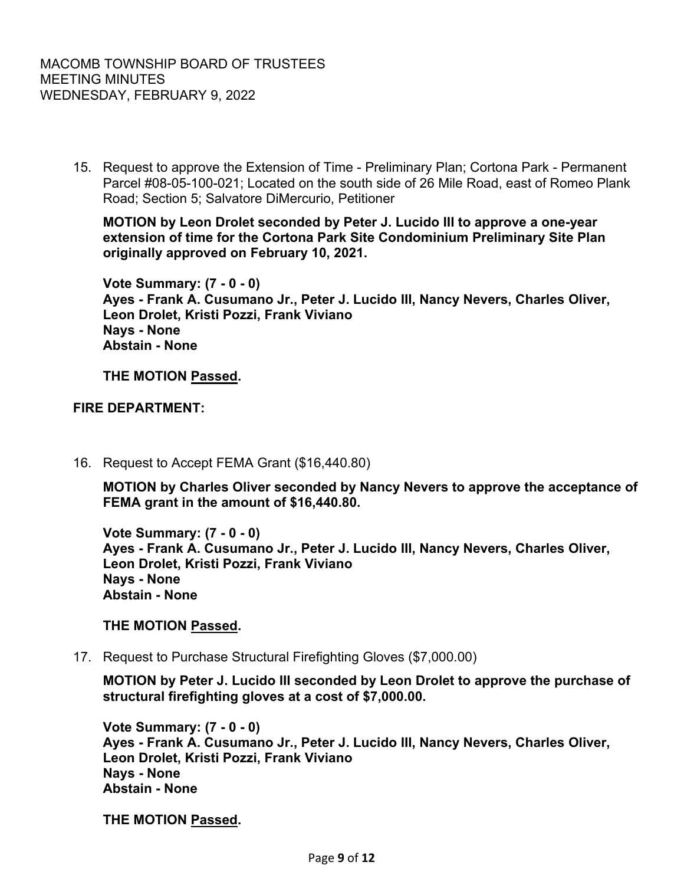15. Request to approve the Extension of Time - Preliminary Plan; Cortona Park - Permanent Parcel #08-05-100-021; Located on the south side of 26 Mile Road, east of Romeo Plank Road; Section 5; Salvatore DiMercurio, Petitioner

    **MOTION by Leon Drolet seconded by Peter J. Lucido III to approve a one-year extension of time for the Cortona Park Site Condominium Preliminary Site Plan originally approved on February 10, 2021.**

    **Vote Summary: (7 - 0 - 0)**
    **Ayes - Frank A. Cusumano Jr., Peter J. Lucido III, Nancy Nevers, Charles Oliver, Leon Drolet, Kristi Pozzi, Frank Viviano**
    **Nays - None**
    **Abstain - None**

    **THE MOTION Passed.**

**FIRE DEPARTMENT:**

16. Request to Accept FEMA Grant ($16,440.80)

    **MOTION by Charles Oliver seconded by Nancy Nevers to approve the acceptance of FEMA grant in the amount of $16,440.80.**

    **Vote Summary: (7 - 0 - 0)**
    **Ayes - Frank A. Cusumano Jr., Peter J. Lucido III, Nancy Nevers, Charles Oliver, Leon Drolet, Kristi Pozzi, Frank Viviano**
    **Nays - None**
    **Abstain - None**

    **THE MOTION Passed.**

17. Request to Purchase Structural Firefighting Gloves ($7,000.00)

    **MOTION by Peter J. Lucido III seconded by Leon Drolet to approve the purchase of structural firefighting gloves at a cost of $7,000.00.**

    **Vote Summary: (7 - 0 - 0)**
    **Ayes - Frank A. Cusumano Jr., Peter J. Lucido III, Nancy Nevers, Charles Oliver, Leon Drolet, Kristi Pozzi, Frank Viviano**
    **Nays - None**
    **Abstain - None**

    **THE MOTION Passed.**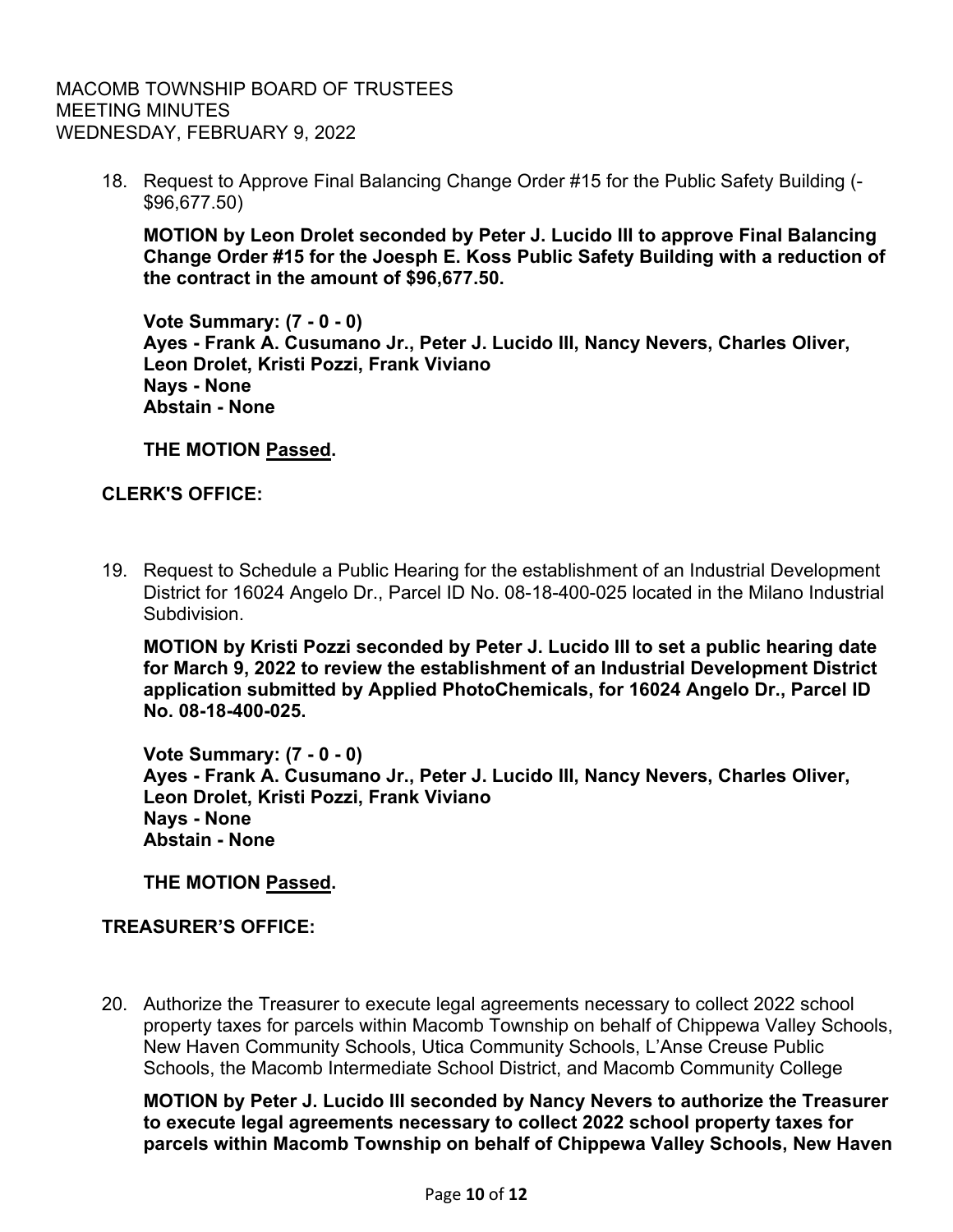18. Request to Approve Final Balancing Change Order #15 for the Public Safety Building (-$96,677.50)

    **MOTION by Leon Drolet seconded by Peter J. Lucido III to approve Final Balancing Change Order #15 for the Joesph E. Koss Public Safety Building with a reduction of the contract in the amount of $96,677.50.**

    **Vote Summary: (7 - 0 - 0)**
    **Ayes - Frank A. Cusumano Jr., Peter J. Lucido III, Nancy Nevers, Charles Oliver, Leon Drolet, Kristi Pozzi, Frank Viviano**
    **Nays - None**
    **Abstain - None**

    **THE MOTION Passed.**

**CLERK'S OFFICE:**

19. Request to Schedule a Public Hearing for the establishment of an Industrial Development District for 16024 Angelo Dr., Parcel ID No. 08-18-400-025 located in the Milano Industrial Subdivision.

    **MOTION by Kristi Pozzi seconded by Peter J. Lucido III to set a public hearing date for March 9, 2022 to review the establishment of an Industrial Development District application submitted by Applied PhotoChemicals, for 16024 Angelo Dr., Parcel ID No. 08-18-400-025.**

    **Vote Summary: (7 - 0 - 0)**
    **Ayes - Frank A. Cusumano Jr., Peter J. Lucido III, Nancy Nevers, Charles Oliver, Leon Drolet, Kristi Pozzi, Frank Viviano**
    **Nays - None**
    **Abstain - None**

    **THE MOTION Passed.**

**TREASURER'S OFFICE:**

20. Authorize the Treasurer to execute legal agreements necessary to collect 2022 school property taxes for parcels within Macomb Township on behalf of Chippewa Valley Schools, New Haven Community Schools, Utica Community Schools, L'Anse Creuse Public Schools, the Macomb Intermediate School District, and Macomb Community College

    **MOTION by Peter J. Lucido III seconded by Nancy Nevers to authorize the Treasurer to execute legal agreements necessary to collect 2022 school property taxes for parcels within Macomb Township on behalf of Chippewa Valley Schools, New Haven**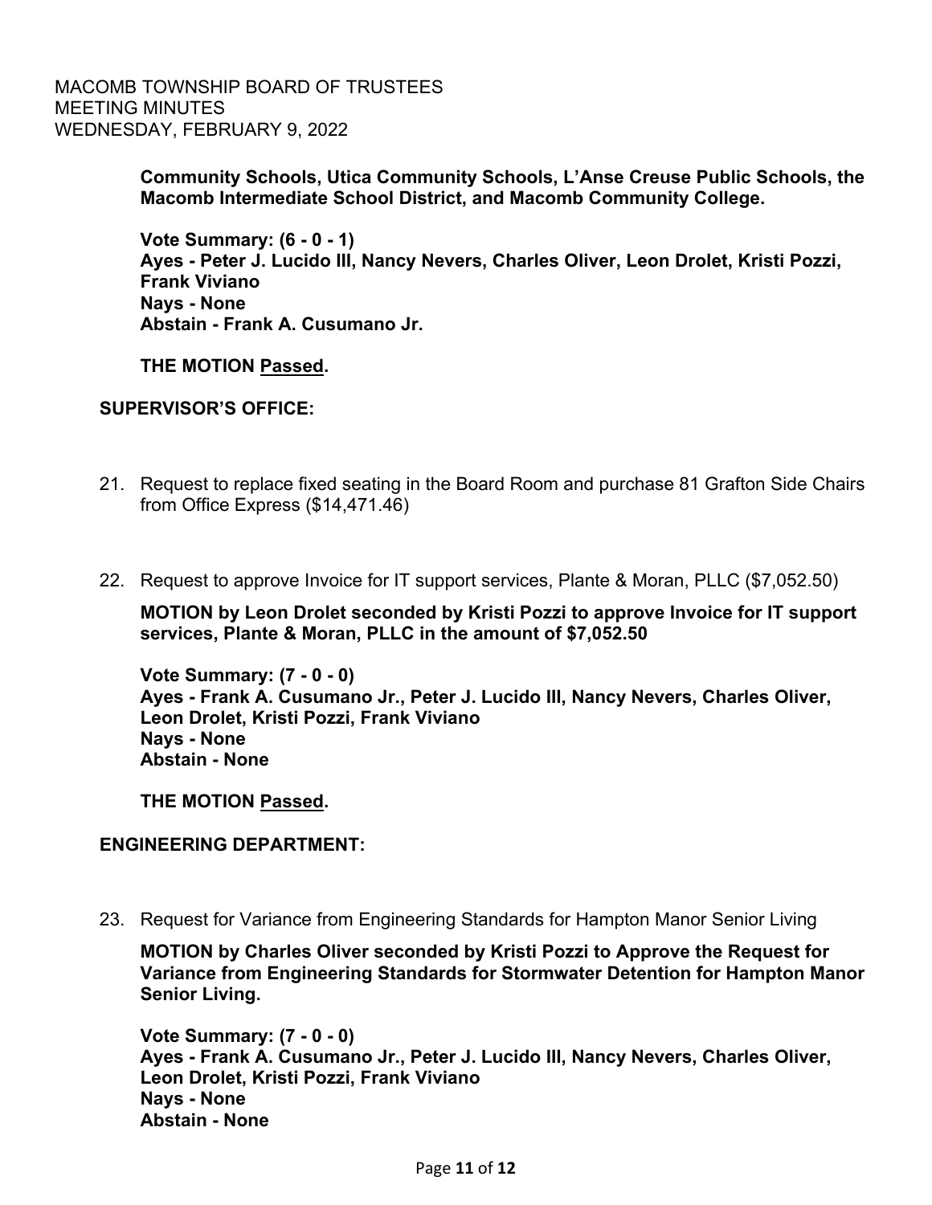**Community Schools, Utica Community Schools, L'Anse Creuse Public Schools, the Macomb Intermediate School District, and Macomb Community College.**

**Vote Summary: (6 - 0 - 1)**
**Ayes - Peter J. Lucido III, Nancy Nevers, Charles Oliver, Leon Drolet, Kristi Pozzi, Frank Viviano**
**Nays - None**
**Abstain - Frank A. Cusumano Jr.**

**THE MOTION Passed.**

**SUPERVISOR'S OFFICE:**

21. Request to replace fixed seating in the Board Room and purchase 81 Grafton Side Chairs from Office Express ($14,471.46)

22. Request to approve Invoice for IT support services, Plante & Moran, PLLC ($7,052.50)

    **MOTION by Leon Drolet seconded by Kristi Pozzi to approve Invoice for IT support services, Plante & Moran, PLLC in the amount of $7,052.50**

    **Vote Summary: (7 - 0 - 0)**
    **Ayes - Frank A. Cusumano Jr., Peter J. Lucido III, Nancy Nevers, Charles Oliver, Leon Drolet, Kristi Pozzi, Frank Viviano**
    **Nays - None**
    **Abstain - None**

    **THE MOTION Passed.**

**ENGINEERING DEPARTMENT:**

23. Request for Variance from Engineering Standards for Hampton Manor Senior Living

    **MOTION by Charles Oliver seconded by Kristi Pozzi to Approve the Request for Variance from Engineering Standards for Stormwater Detention for Hampton Manor Senior Living.**

    **Vote Summary: (7 - 0 - 0)**
    **Ayes - Frank A. Cusumano Jr., Peter J. Lucido III, Nancy Nevers, Charles Oliver, Leon Drolet, Kristi Pozzi, Frank Viviano**
    **Nays - None**
    **Abstain - None**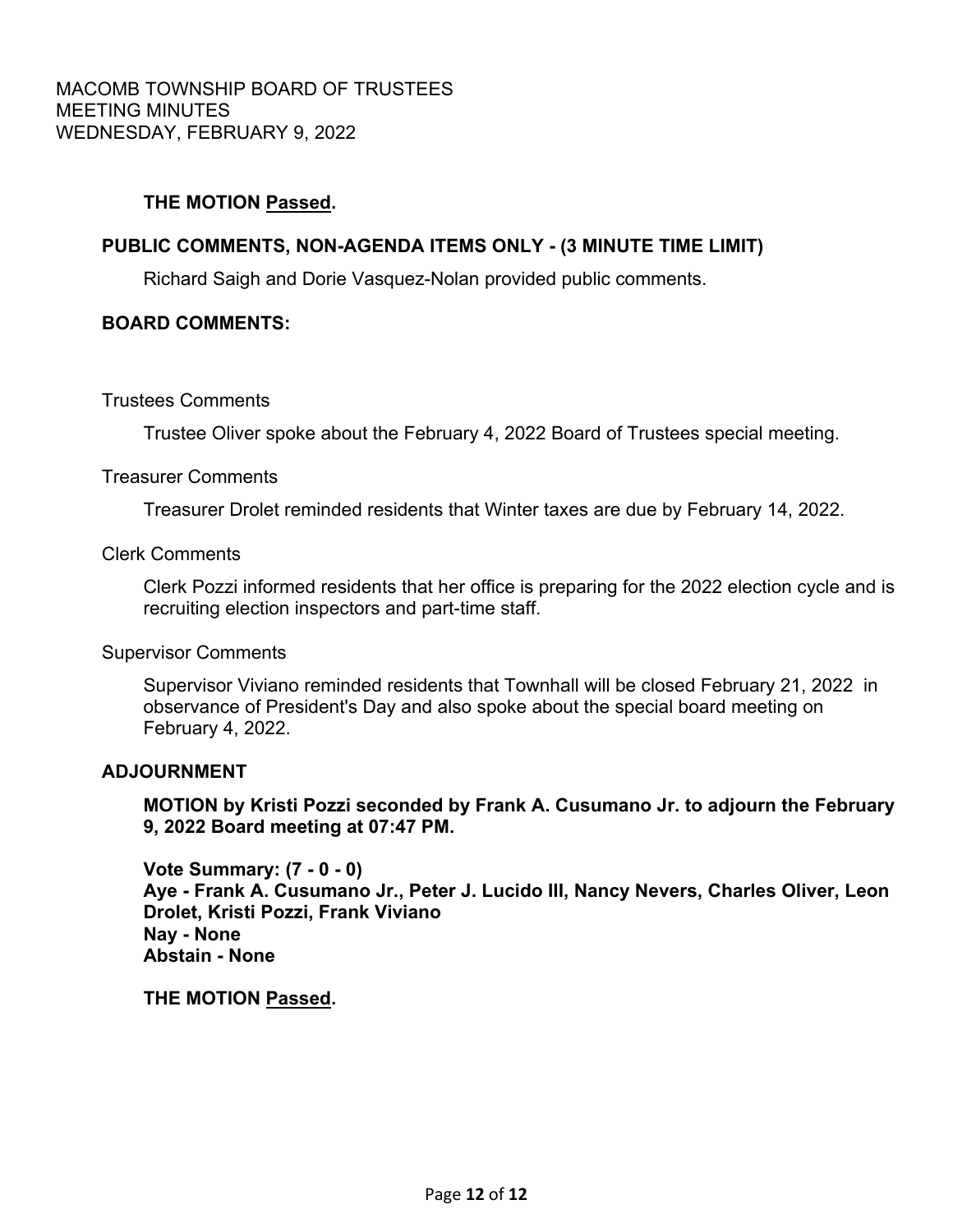**THE MOTION Passed.**

**PUBLIC COMMENTS, NON-AGENDA ITEMS ONLY - (3 MINUTE TIME LIMIT)**

Richard Saigh and Dorie Vasquez-Nolan provided public comments.

**BOARD COMMENTS:**

Trustees Comments

Trustee Oliver spoke about the February 4, 2022 Board of Trustees special meeting.

Treasurer Comments

Treasurer Drolet reminded residents that Winter taxes are due by February 14, 2022.

Clerk Comments

Clerk Pozzi informed residents that her office is preparing for the 2022 election cycle and is recruiting election inspectors and part-time staff.

Supervisor Comments

Supervisor Viviano reminded residents that Townhall will be closed February 21, 2022 in observance of President's Day and also spoke about the special board meeting on February 4, 2022.

**ADJOURNMENT**

**MOTION by Kristi Pozzi seconded by Frank A. Cusumano Jr. to adjourn the February 9, 2022 Board meeting at 07:47 PM.**

**Vote Summary: (7 - 0 - 0)**
**Aye - Frank A. Cusumano Jr., Peter J. Lucido III, Nancy Nevers, Charles Oliver, Leon Drolet, Kristi Pozzi, Frank Viviano**
**Nay - None**
**Abstain - None**

**THE MOTION Passed.**